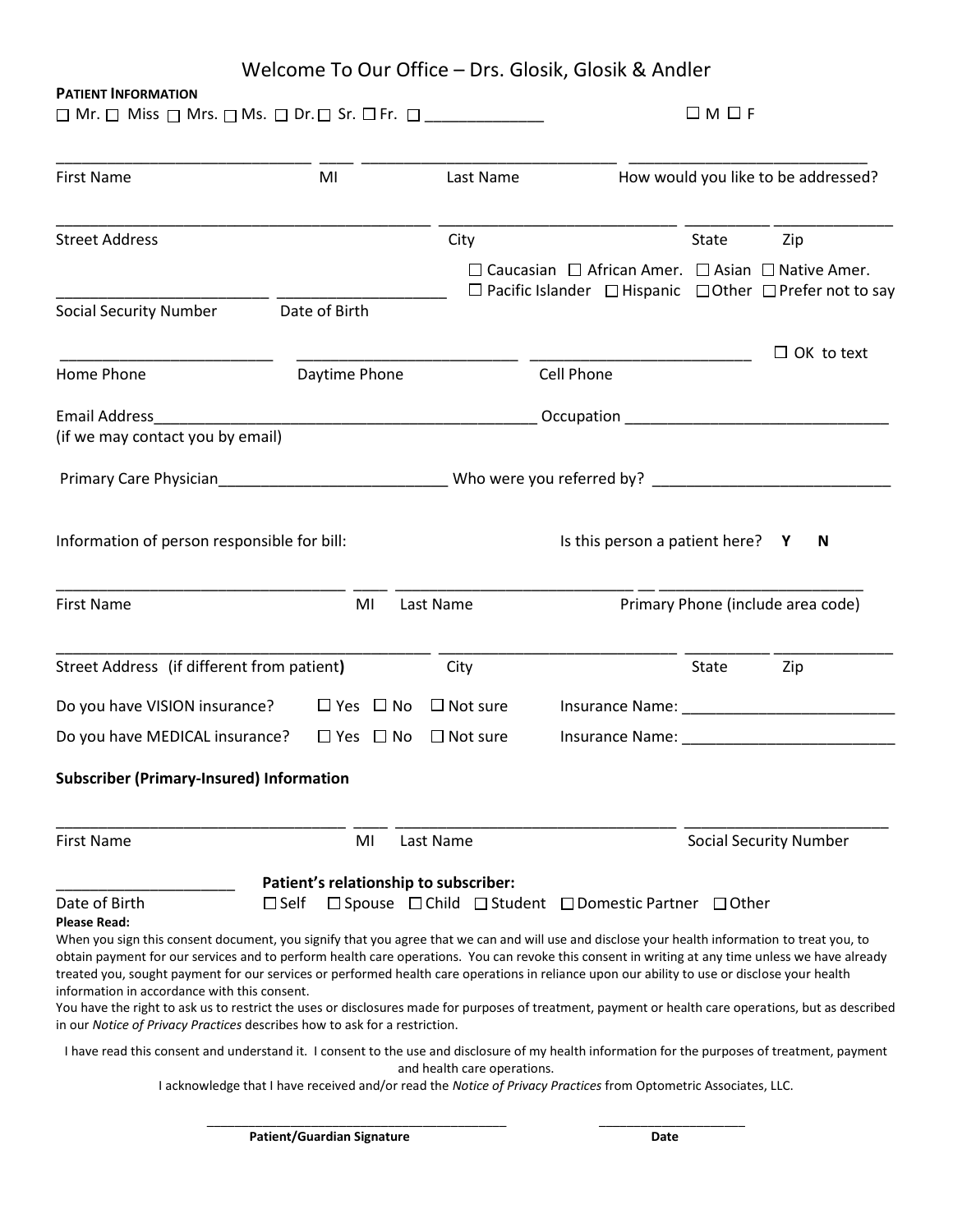# Welcome To Our Office – Drs. Glosik, Glosik & Andler

**PATIENT INFORMATION**

☐ Mr. ☐ Miss ☐ Mrs. ☐ Ms. ☐ Dr. ☐ Sr. ☐ Fr. ☐ ______________ ☐ M ☐ F

______________________________ ____ ______________________________ ____________________________

First Name MI Last Name How would you like to be addressed?

______________________________________________ ____________________________ __________ ______________

Street Address City State Zip

☐ Caucasian ☐ African Amer. ☐ Asian ☐ Native Amer.
☐ Pacific Islander ☐ Hispanic ☐ Other ☐ Prefer not to say

_________________________ ___________________

Social Security Number Date of Birth

_________________________ _________________________ _________________________ ☐ OK to text

Home Phone Daytime Phone Cell Phone

Email Address_____________________________________________ Occupation ______________________________
(if we may contact you by email)

Primary Care Physician___________________________ Who were you referred by? ____________________________

Information of person responsible for bill: Is this person a patient here? **Y** **N**

__________________________________ ____ ____________________________ __ ________________________

First Name MI Last Name Primary Phone (include area code)

______________________________________________ ____________________________ __________ ______________

Street Address (if different from patient**)** City State Zip

Do you have VISION insurance? ☐ Yes ☐ No ☐ Not sure Insurance Name: _________________________

Do you have MEDICAL insurance? ☐ Yes ☐ No ☐ Not sure Insurance Name: _________________________

**Subscriber (Primary-Insured) Information**

__________________________________ ____ __________________________________ ________________________

First Name MI Last Name Social Security Number

_____________________ **Patient's relationship to subscriber:**

Date of Birth ☐ Self ☐ Spouse ☐ Child ☐ Student ☐ Domestic Partner ☐ Other

**Please Read:**

When you sign this consent document, you signify that you agree that we can and will use and disclose your health information to treat you, to obtain payment for our services and to perform health care operations. You can revoke this consent in writing at any time unless we have already treated you, sought payment for our services or performed health care operations in reliance upon our ability to use or disclose your health information in accordance with this consent.

You have the right to ask us to restrict the uses or disclosures made for purposes of treatment, payment or health care operations, but as described in our *Notice of Privacy Practices* describes how to ask for a restriction.

I have read this consent and understand it. I consent to the use and disclosure of my health information for the purposes of treatment, payment and health care operations.

I acknowledge that I have received and/or read the *Notice of Privacy Practices* from Optometric Associates, LLC.

__________________________________________ ____________________

**Patient/Guardian Signature** **Date**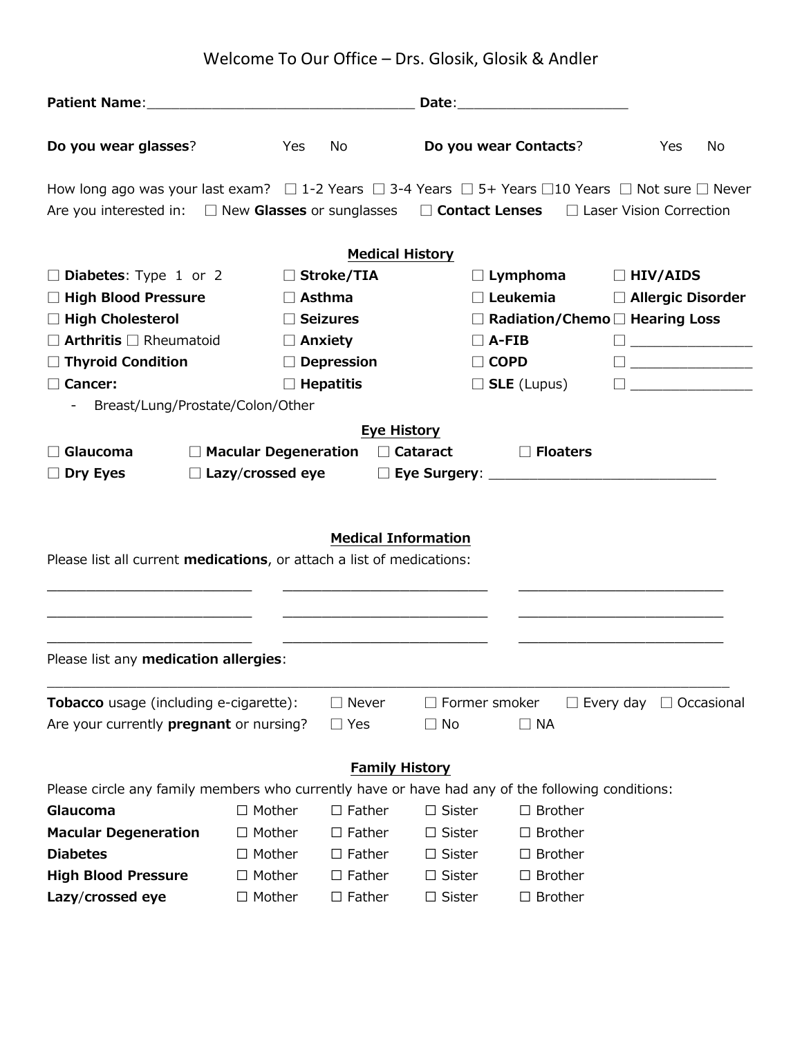# Welcome To Our Office – Drs. Glosik, Glosik & Andler

**Patient Name**:_________________________________ **Date**:____________________

**Do you wear glasses**? Yes No **Do you wear Contacts**? Yes No

How long ago was your last exam? ☐ 1-2 Years ☐ 3-4 Years ☐ 5+ Years ☐10 Years ☐ Not sure ☐ Never

Are you interested in: ☐ New **Glasses** or sunglasses ☐ **Contact Lenses** ☐ Laser Vision Correction

## Medical History

| | | | |
|---|---|---|---|
| ☐ **Diabetes**: Type 1 or 2 | ☐ **Stroke/TIA** | ☐ **Lymphoma** | ☐ **HIV/AIDS** |
| ☐ **High Blood Pressure** | ☐ **Asthma** | ☐ **Leukemia** | ☐ **Allergic Disorder** |
| ☐ **High Cholesterol** | ☐ **Seizures** | ☐ **Radiation/Chemo** | ☐ **Hearing Loss** |
| ☐ **Arthritis** ☐ Rheumatoid | ☐ **Anxiety** | ☐ **A-FIB** | ☐ _______________ |
| ☐ **Thyroid Condition** | ☐ **Depression** | ☐ **COPD** | ☐ _______________ |
| ☐ **Cancer:** | ☐ **Hepatitis** | ☐ **SLE** (Lupus) | ☐ _______________ |

- Breast/Lung/Prostate/Colon/Other

## Eye History

☐ **Glaucoma** ☐ **Macular Degeneration** ☐ **Cataract** ☐ **Floaters**

☐ **Dry Eyes** ☐ **Lazy/crossed eye** ☐ **Eye Surgery**: ___________________________

## Medical Information

Please list all current **medications**, or attach a list of medications:

_________________________ _________________________ _________________________

_________________________ _________________________ _________________________

_________________________ _________________________ _________________________

Please list any **medication allergies**:

_____________________________________________________________________________

**Tobacco** usage (including e-cigarette): ☐ Never ☐ Former smoker ☐ Every day ☐ Occasional

Are your currently **pregnant** or nursing? ☐ Yes ☐ No ☐ NA

## Family History

Please circle any family members who currently have or have had any of the following conditions:

| | | | | |
|---|---|---|---|---|
| **Glaucoma** | ☐ Mother | ☐ Father | ☐ Sister | ☐ Brother |
| **Macular Degeneration** | ☐ Mother | ☐ Father | ☐ Sister | ☐ Brother |
| **Diabetes** | ☐ Mother | ☐ Father | ☐ Sister | ☐ Brother |
| **High Blood Pressure** | ☐ Mother | ☐ Father | ☐ Sister | ☐ Brother |
| **Lazy/crossed eye** | ☐ Mother | ☐ Father | ☐ Sister | ☐ Brother |